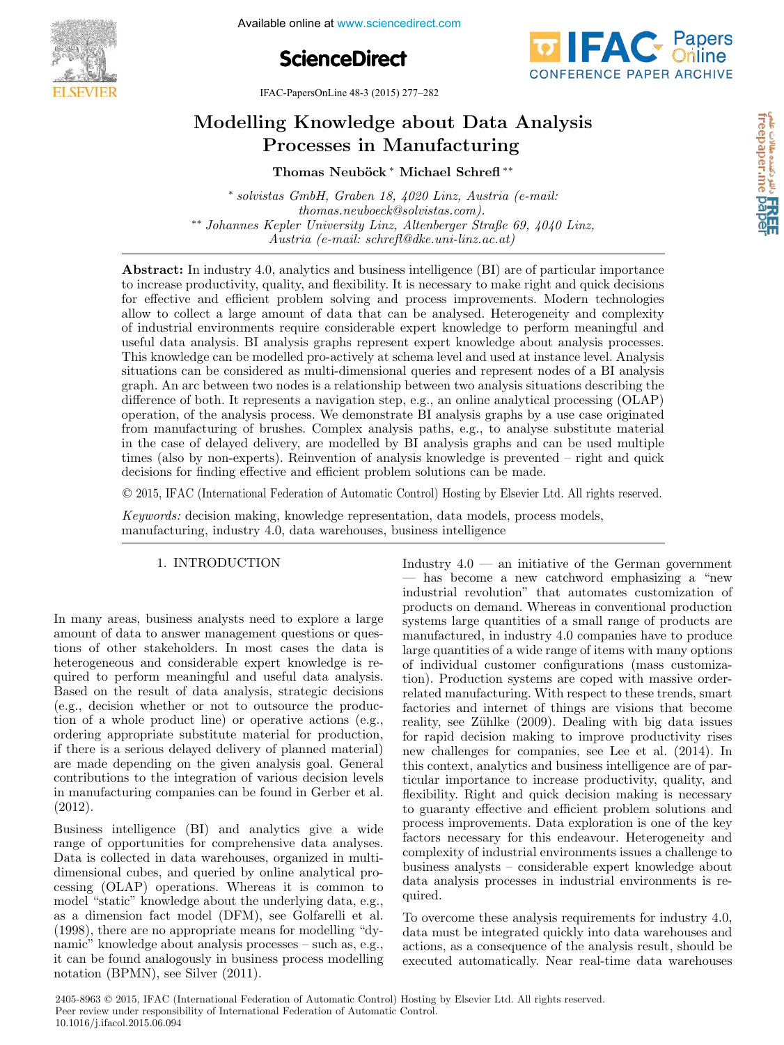# Modelling Knowledge about Data Analysis Processes in Manufacturing

**Thomas Neuböck** * **Michael Schrefl** **

* *solvistas GmbH, Graben 18, 4020 Linz, Austria (e-mail: thomas.neuboeck@solvistas.com).*
** *Johannes Kepler University Linz, Altenberger Straße 69, 4040 Linz, Austria (e-mail: schrefl@dke.uni-linz.ac.at)*

**Abstract:** In industry 4.0, analytics and business intelligence (BI) are of particular importance to increase productivity, quality, and flexibility. It is necessary to make right and quick decisions for effective and efficient problem solving and process improvements. Modern technologies allow to collect a large amount of data that can be analysed. Heterogeneity and complexity of industrial environments require considerable expert knowledge to perform meaningful and useful data analysis. BI analysis graphs represent expert knowledge about analysis processes. This knowledge can be modelled pro-actively at schema level and used at instance level. Analysis situations can be considered as multi-dimensional queries and represent nodes of a BI analysis graph. An arc between two nodes is a relationship between two analysis situations describing the difference of both. It represents a navigation step, e.g., an online analytical processing (OLAP) operation, of the analysis process. We demonstrate BI analysis graphs by a use case originated from manufacturing of brushes. Complex analysis paths, e.g., to analyse substitute material in the case of delayed delivery, are modelled by BI analysis graphs and can be used multiple times (also by non-experts). Reinvention of analysis knowledge is prevented – right and quick decisions for finding effective and efficient problem solutions can be made.

© 2015, IFAC (International Federation of Automatic Control) Hosting by Elsevier Ltd. All rights reserved.

*Keywords:* decision making, knowledge representation, data models, process models, manufacturing, industry 4.0, data warehouses, business intelligence

## 1. INTRODUCTION

In many areas, business analysts need to explore a large amount of data to answer management questions or questions of other stakeholders. In most cases the data is heterogeneous and considerable expert knowledge is required to perform meaningful and useful data analysis. Based on the result of data analysis, strategic decisions (e.g., decision whether or not to outsource the production of a whole product line) or operative actions (e.g., ordering appropriate substitute material for production, if there is a serious delayed delivery of planned material) are made depending on the given analysis goal. General contributions to the integration of various decision levels in manufacturing companies can be found in Gerber et al. (2012).

Business intelligence (BI) and analytics give a wide range of opportunities for comprehensive data analyses. Data is collected in data warehouses, organized in multi-dimensional cubes, and queried by online analytical processing (OLAP) operations. Whereas it is common to model "static" knowledge about the underlying data, e.g., as a dimension fact model (DFM), see Golfarelli et al. (1998), there are no appropriate means for modelling "dynamic" knowledge about analysis processes – such as, e.g., it can be found analogously in business process modelling notation (BPMN), see Silver (2011).

Industry 4.0 — an initiative of the German government — has become a new catchword emphasizing a "new industrial revolution" that automates customization of products on demand. Whereas in conventional production systems large quantities of a small range of products are manufactured, in industry 4.0 companies have to produce large quantities of a wide range of items with many options of individual customer configurations (mass customization). Production systems are coped with massive order-related manufacturing. With respect to these trends, smart factories and internet of things are visions that become reality, see Zühlke (2009). Dealing with big data issues for rapid decision making to improve productivity rises new challenges for companies, see Lee et al. (2014). In this context, analytics and business intelligence are of particular importance to increase productivity, quality, and flexibility. Right and quick decision making is necessary to guaranty effective and efficient problem solutions and process improvements. Data exploration is one of the key factors necessary for this endeavour. Heterogeneity and complexity of industrial environments issues a challenge to business analysts – considerable expert knowledge about data analysis processes in industrial environments is required.

To overcome these analysis requirements for industry 4.0, data must be integrated quickly into data warehouses and actions, as a consequence of the analysis result, should be executed automatically. Near real-time data warehouses

2405-8963 © 2015, IFAC (International Federation of Automatic Control) Hosting by Elsevier Ltd. All rights reserved.
Peer review under responsibility of International Federation of Automatic Control.
10.1016/j.ifacol.2015.06.094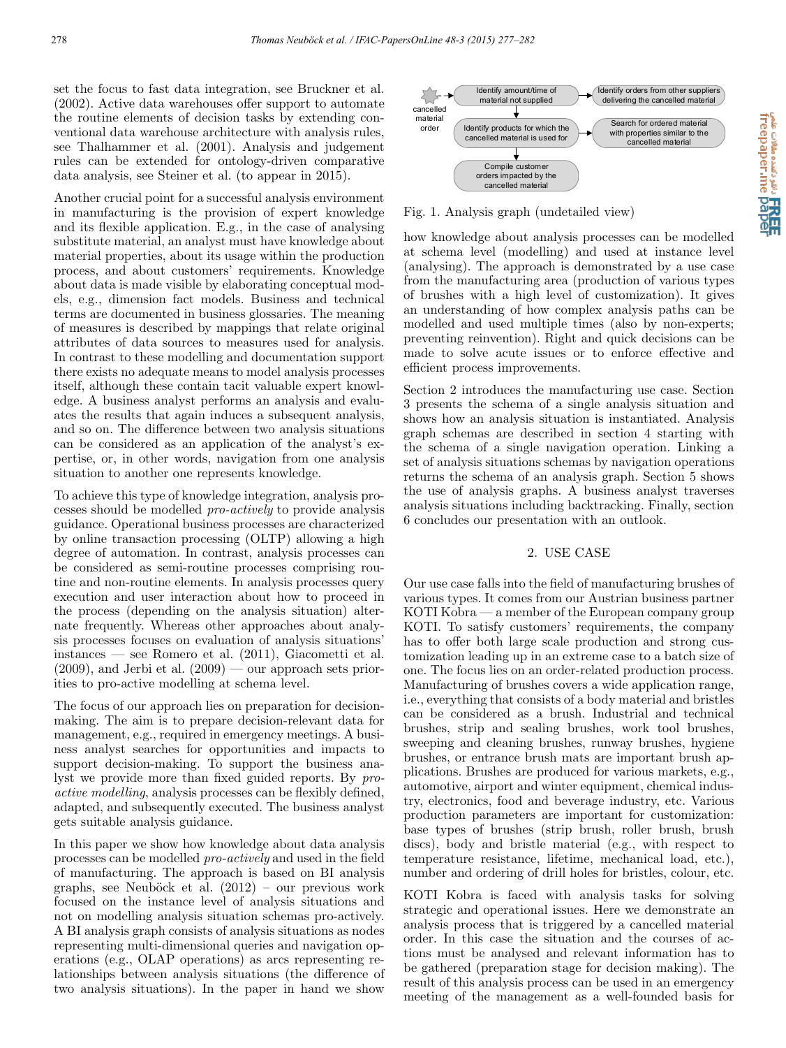set the focus to fast data integration, see Bruckner et al. (2002). Active data warehouses offer support to automate the routine elements of decision tasks by extending conventional data warehouse architecture with analysis rules, see Thalhammer et al. (2001). Analysis and judgement rules can be extended for ontology-driven comparative data analysis, see Steiner et al. (to appear in 2015).

Another crucial point for a successful analysis environment in manufacturing is the provision of expert knowledge and its flexible application. E.g., in the case of analysing substitute material, an analyst must have knowledge about material properties, about its usage within the production process, and about customers' requirements. Knowledge about data is made visible by elaborating conceptual models, e.g., dimension fact models. Business and technical terms are documented in business glossaries. The meaning of measures is described by mappings that relate original attributes of data sources to measures used for analysis. In contrast to these modelling and documentation support there exists no adequate means to model analysis processes itself, although these contain tacit valuable expert knowledge. A business analyst performs an analysis and evaluates the results that again induces a subsequent analysis, and so on. The difference between two analysis situations can be considered as an application of the analyst's expertise, or, in other words, navigation from one analysis situation to another one represents knowledge.

To achieve this type of knowledge integration, analysis processes should be modelled *pro-actively* to provide analysis guidance. Operational business processes are characterized by online transaction processing (OLTP) allowing a high degree of automation. In contrast, analysis processes can be considered as semi-routine processes comprising routine and non-routine elements. In analysis processes query execution and user interaction about how to proceed in the process (depending on the analysis situation) alternate frequently. Whereas other approaches about analysis processes focuses on evaluation of analysis situations' instances — see Romero et al. (2011), Giacometti et al. (2009), and Jerbi et al. (2009) — our approach sets priorities to pro-active modelling at schema level.

The focus of our approach lies on preparation for decision-making. The aim is to prepare decision-relevant data for management, e.g., required in emergency meetings. A business analyst searches for opportunities and impacts to support decision-making. To support the business analyst we provide more than fixed guided reports. By *pro-active modelling*, analysis processes can be flexibly defined, adapted, and subsequently executed. The business analyst gets suitable analysis guidance.

In this paper we show how knowledge about data analysis processes can be modelled *pro-actively* and used in the field of manufacturing. The approach is based on BI analysis graphs, see Neuböck et al. (2012) – our previous work focused on the instance level of analysis situations and not on modelling analysis situation schemas pro-actively. A BI analysis graph consists of analysis situations as nodes representing multi-dimensional queries and navigation operations (e.g., OLAP operations) as arcs representing relationships between analysis situations (the difference of two analysis situations). In the paper in hand we show how knowledge about analysis processes can be modelled at schema level (modelling) and used at instance level (analysing). The approach is demonstrated by a use case from the manufacturing area (production of various types of brushes with a high level of customization). It gives an understanding of how complex analysis paths can be modelled and used multiple times (also by non-experts; preventing reinvention). Right and quick decisions can be made to solve acute issues or to enforce effective and efficient process improvements.

Fig. 1. Analysis graph (undetailed view)

Section 2 introduces the manufacturing use case. Section 3 presents the schema of a single analysis situation and shows how an analysis situation is instantiated. Analysis graph schemas are described in section 4 starting with the schema of a single navigation operation. Linking a set of analysis situations schemas by navigation operations returns the schema of an analysis graph. Section 5 shows the use of analysis graphs. A business analyst traverses analysis situations including backtracking. Finally, section 6 concludes our presentation with an outlook.

## 2. USE CASE

Our use case falls into the field of manufacturing brushes of various types. It comes from our Austrian business partner KOTI Kobra — a member of the European company group KOTI. To satisfy customers' requirements, the company has to offer both large scale production and strong customization leading up in an extreme case to a batch size of one. The focus lies on an order-related production process. Manufacturing of brushes covers a wide application range, i.e., everything that consists of a body material and bristles can be considered as a brush. Industrial and technical brushes, strip and sealing brushes, work tool brushes, sweeping and cleaning brushes, runway brushes, hygiene brushes, or entrance brush mats are important brush applications. Brushes are produced for various markets, e.g., automotive, airport and winter equipment, chemical industry, electronics, food and beverage industry, etc. Various production parameters are important for customization: base types of brushes (strip brush, roller brush, brush discs), body and bristle material (e.g., with respect to temperature resistance, lifetime, mechanical load, etc.), number and ordering of drill holes for bristles, colour, etc.

KOTI Kobra is faced with analysis tasks for solving strategic and operational issues. Here we demonstrate an analysis process that is triggered by a cancelled material order. In this case the situation and the courses of actions must be analysed and relevant information has to be gathered (preparation stage for decision making). The result of this analysis process can be used in an emergency meeting of the management as a well-founded basis for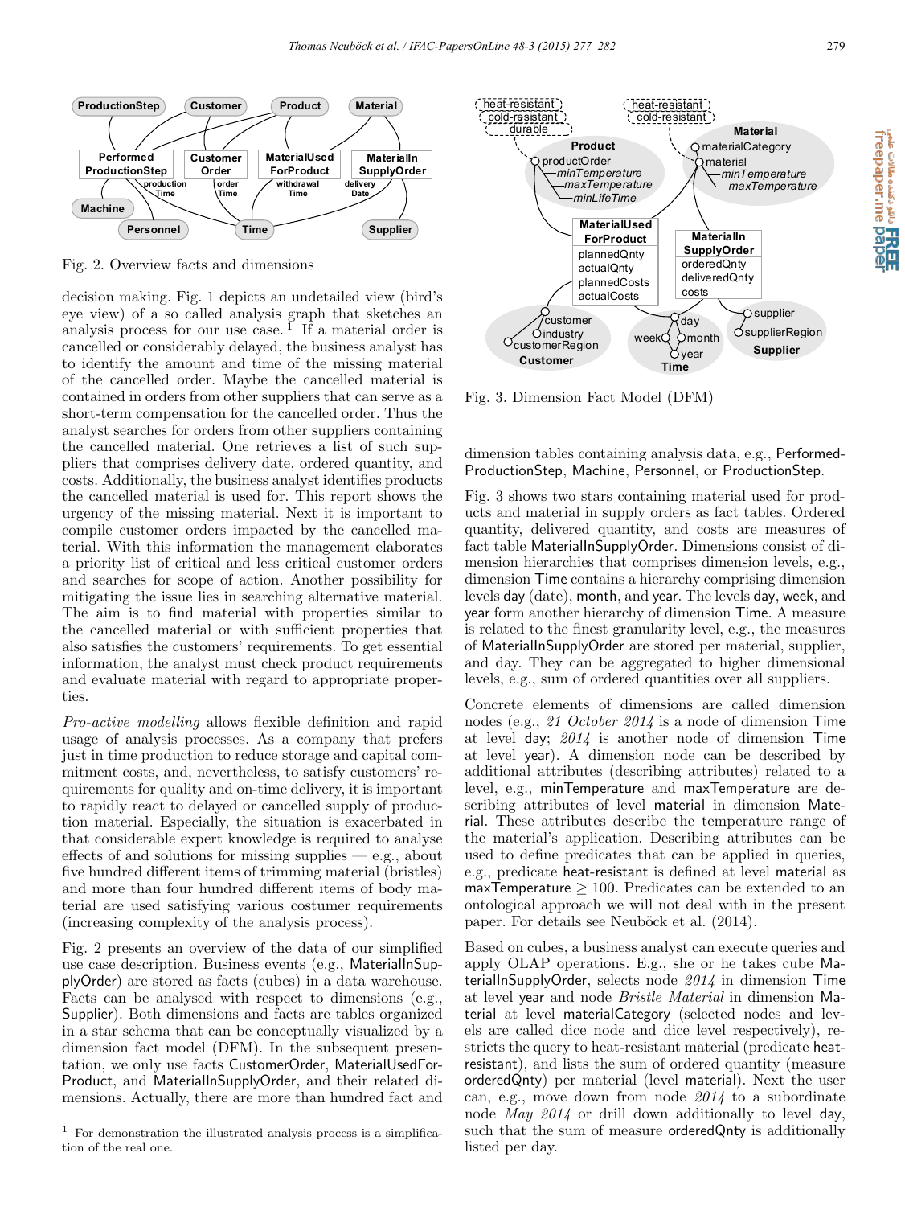Fig. 2. Overview facts and dimensions

decision making. Fig. 1 depicts an undetailed view (bird's eye view) of a so called analysis graph that sketches an analysis process for our use case.[1] If a material order is cancelled or considerably delayed, the business analyst has to identify the amount and time of the missing material of the cancelled order. Maybe the cancelled material is contained in orders from other suppliers that can serve as a short-term compensation for the cancelled order. Thus the analyst searches for orders from other suppliers containing the cancelled material. One retrieves a list of such suppliers that comprises delivery date, ordered quantity, and costs. Additionally, the business analyst identifies products the cancelled material is used for. This report shows the urgency of the missing material. Next it is important to compile customer orders impacted by the cancelled material. With this information the management elaborates a priority list of critical and less critical customer orders and searches for scope of action. Another possibility for mitigating the issue lies in searching alternative material. The aim is to find material with properties similar to the cancelled material or with sufficient properties that also satisfies the customers' requirements. To get essential information, the analyst must check product requirements and evaluate material with regard to appropriate properties.

*Pro-active modelling* allows flexible definition and rapid usage of analysis processes. As a company that prefers just in time production to reduce storage and capital commitment costs, and, nevertheless, to satisfy customers' requirements for quality and on-time delivery, it is important to rapidly react to delayed or cancelled supply of production material. Especially, the situation is exacerbated in that considerable expert knowledge is required to analyse effects of and solutions for missing supplies — e.g., about five hundred different items of trimming material (bristles) and more than four hundred different items of body material are used satisfying various costumer requirements (increasing complexity of the analysis process).

Fig. 2 presents an overview of the data of our simplified use case description. Business events (e.g., MaterialInSupplyOrder) are stored as facts (cubes) in a data warehouse. Facts can be analysed with respect to dimensions (e.g., Supplier). Both dimensions and facts are tables organized in a star schema that can be conceptually visualized by a dimension fact model (DFM). In the subsequent presentation, we only use facts CustomerOrder, MaterialUsedForProduct, and MaterialInSupplyOrder, and their related dimensions. Actually, there are more than hundred fact and dimension tables containing analysis data, e.g., PerformedProductionStep, Machine, Personnel, or ProductionStep.

[1] For demonstration the illustrated analysis process is a simplification of the real one.

Fig. 3. Dimension Fact Model (DFM)

Fig. 3 shows two stars containing material used for products and material in supply orders as fact tables. Ordered quantity, delivered quantity, and costs are measures of fact table MaterialInSupplyOrder. Dimensions consist of dimension hierarchies that comprises dimension levels, e.g., dimension Time contains a hierarchy comprising dimension levels day (date), month, and year. The levels day, week, and year form another hierarchy of dimension Time. A measure is related to the finest granularity level, e.g., the measures of MaterialInSupplyOrder are stored per material, supplier, and day. They can be aggregated to higher dimensional levels, e.g., sum of ordered quantities over all suppliers.

Concrete elements of dimensions are called dimension nodes (e.g., *21 October 2014* is a node of dimension Time at level day; *2014* is another node of dimension Time at level year). A dimension node can be described by additional attributes (describing attributes) related to a level, e.g., minTemperature and maxTemperature are describing attributes of level material in dimension Material. These attributes describe the temperature range of the material's application. Describing attributes can be used to define predicates that can be applied in queries, e.g., predicate heat-resistant is defined at level material as maxTemperature $\geq 100$. Predicates can be extended to an ontological approach we will not deal with in the present paper. For details see Neuböck et al. (2014).

Based on cubes, a business analyst can execute queries and apply OLAP operations. E.g., she or he takes cube MaterialInSupplyOrder, selects node *2014* in dimension Time at level year and node *Bristle Material* in dimension Material at level materialCategory (selected nodes and levels are called dice node and dice level respectively), restricts the query to heat-resistant material (predicate heat-resistant), and lists the sum of ordered quantity (measure orderedQnty) per material (level material). Next the user can, e.g., move down from node *2014* to a subordinate node *May 2014* or drill down additionally to level day, such that the sum of measure orderedQnty is additionally listed per day.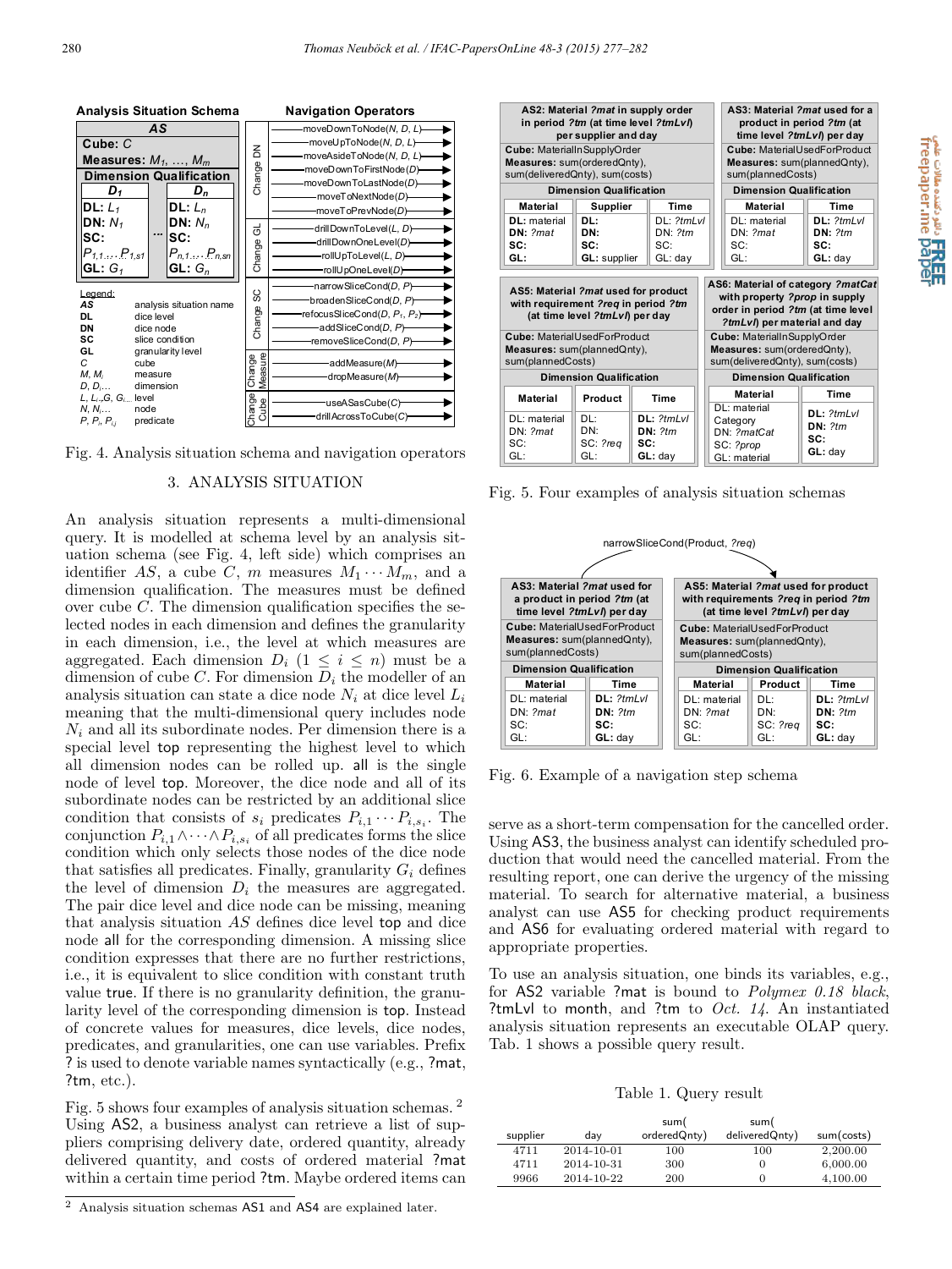Fig. 4. Analysis situation schema and navigation operators

## 3. ANALYSIS SITUATION

An analysis situation represents a multi-dimensional query. It is modelled at schema level by an analysis situation schema (see Fig. 4, left side) which comprises an identifier $AS$, a cube $C$, $m$ measures $M_1 \cdots M_m$, and a dimension qualification. The measures must be defined over cube $C$. The dimension qualification specifies the selected nodes in each dimension and defines the granularity in each dimension, i.e., the level at which measures are aggregated. Each dimension $D_i$ $(1 \leq i \leq n)$ must be a dimension of cube $C$. For dimension $D_i$ the modeller of an analysis situation can state a dice node $N_i$ at dice level $L_i$ meaning that the multi-dimensional query includes node $N_i$ and all its subordinate nodes. Per dimension there is a special level top representing the highest level to which all dimension nodes can be rolled up. all is the single node of level top. Moreover, the dice node and all of its subordinate nodes can be restricted by an additional slice condition that consists of $s_i$ predicates $P_{i,1} \cdots P_{i,s_i}$. The conjunction $P_{i,1} \wedge \cdots \wedge P_{i,s_i}$ of all predicates forms the slice condition which only selects those nodes of the dice node that satisfies all predicates. Finally, granularity $G_i$ defines the level of dimension $D_i$ the measures are aggregated. The pair dice level and dice node can be missing, meaning that analysis situation $AS$ defines dice level top and dice node all for the corresponding dimension. A missing slice condition expresses that there are no further restrictions, i.e., it is equivalent to slice condition with constant truth value true. If there is no granularity definition, the granularity level of the corresponding dimension is top. Instead of concrete values for measures, dice levels, dice nodes, predicates, and granularities, one can use variables. Prefix ? is used to denote variable names syntactically (e.g., ?mat, ?tm, etc.).

Fig. 5 shows four examples of analysis situation schemas.[2] Using AS2, a business analyst can retrieve a list of suppliers comprising delivery date, ordered quantity, already delivered quantity, and costs of ordered material ?mat within a certain time period ?tm. Maybe ordered items can serve as a short-term compensation for the cancelled order. Using AS3, the business analyst can identify scheduled production that would need the cancelled material. From the resulting report, one can derive the urgency of the missing material. To search for alternative material, a business analyst can use AS5 for checking product requirements and AS6 for evaluating ordered material with regard to appropriate properties.

Fig. 5. Four examples of analysis situation schemas

Fig. 6. Example of a navigation step schema

To use an analysis situation, one binds its variables, e.g., for AS2 variable ?mat is bound to *Polymex 0.18 black*, ?tmLvl to month, and ?tm to *Oct. 14*. An instantiated analysis situation represents an executable OLAP query. Tab. 1 shows a possible query result.

Table 1. Query result

| supplier | day | sum(orderedQnty) | sum(deliveredQnty) | sum(costs) |
|---|---|---|---|---|
| 4711 | 2014-10-01 | 100 | 100 | 2,200.00 |
| 4711 | 2014-10-31 | 300 | 0 | 6,000.00 |
| 9966 | 2014-10-22 | 200 | 0 | 4,100.00 |

[2] Analysis situation schemas AS1 and AS4 are explained later.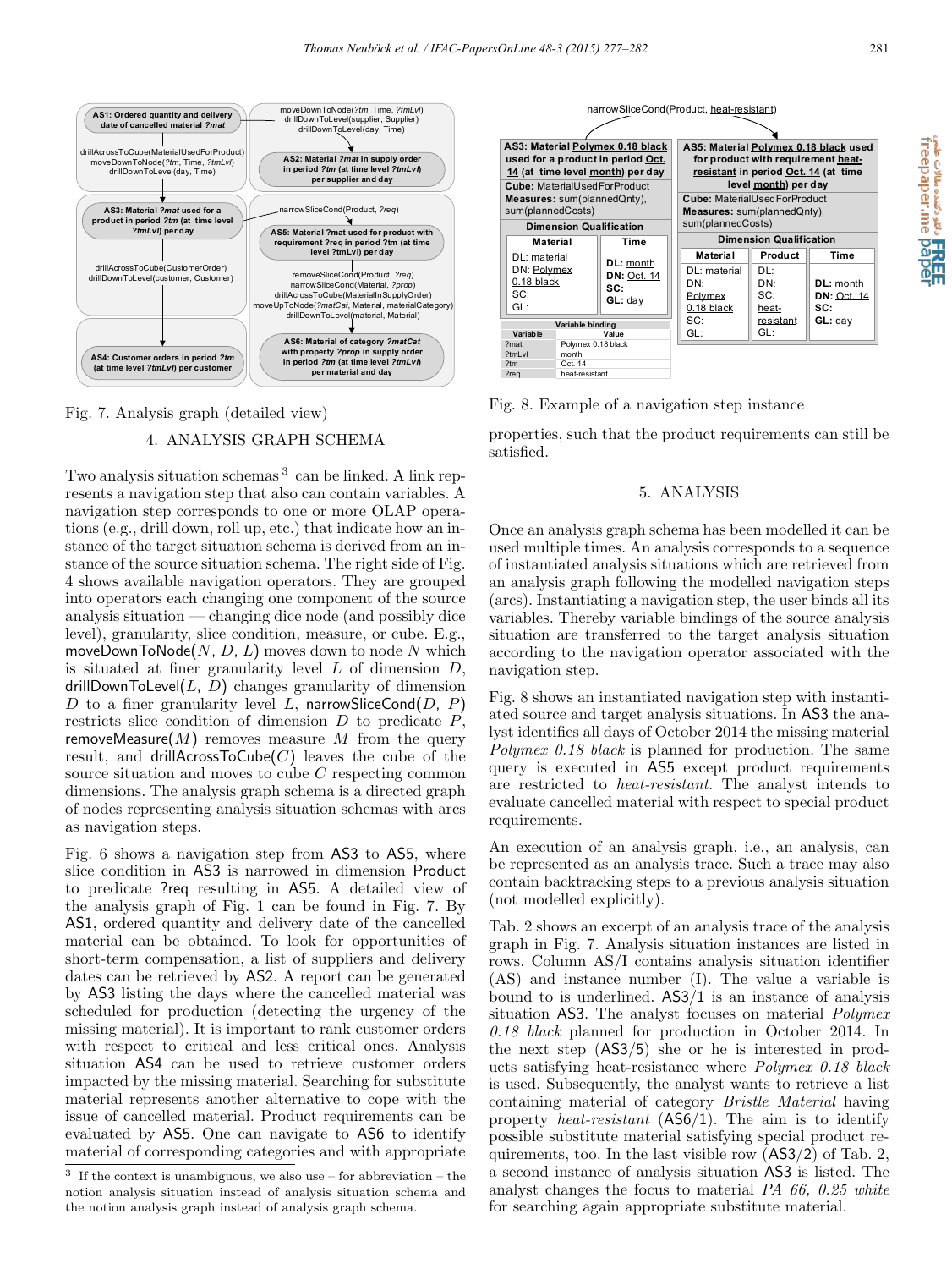Fig. 7. Analysis graph (detailed view)

## 4. ANALYSIS GRAPH SCHEMA

Two analysis situation schemas [3] can be linked. A link represents a navigation step that also can contain variables. A navigation step corresponds to one or more OLAP operations (e.g., drill down, roll up, etc.) that indicate how an instance of the target situation schema is derived from an instance of the source situation schema. The right side of Fig. 4 shows available navigation operators. They are grouped into operators each changing one component of the source analysis situation — changing dice node (and possibly dice level), granularity, slice condition, measure, or cube. E.g., moveDownToNode($N$, $D$, $L$) moves down to node $N$ which is situated at finer granularity level $L$ of dimension $D$, drillDownToLevel($L$, $D$) changes granularity of dimension $D$ to a finer granularity level $L$, narrowSliceCond($D$, $P$) restricts slice condition of dimension $D$ to predicate $P$, removeMeasure($M$) removes measure $M$ from the query result, and drillAcrossToCube($C$) leaves the cube of the source situation and moves to cube $C$ respecting common dimensions. The analysis graph schema is a directed graph of nodes representing analysis situation schemas with arcs as navigation steps.

Fig. 6 shows a navigation step from AS3 to AS5, where slice condition in AS3 is narrowed in dimension Product to predicate ?req resulting in AS5. A detailed view of the analysis graph of Fig. 1 can be found in Fig. 7. By AS1, ordered quantity and delivery date of the cancelled material can be obtained. To look for opportunities of short-term compensation, a list of suppliers and delivery dates can be retrieved by AS2. A report can be generated by AS3 listing the days where the cancelled material was scheduled for production (detecting the urgency of the missing material). It is important to rank customer orders with respect to critical and less critical ones. Analysis situation AS4 can be used to retrieve customer orders impacted by the missing material. Searching for substitute material represents another alternative to cope with the issue of cancelled material. Product requirements can be evaluated by AS5. One can navigate to AS6 to identify material of corresponding categories and with appropriate properties, such that the product requirements can still be satisfied.

[3] If the context is unambiguous, we also use – for abbreviation – the notion analysis situation instead of analysis situation schema and the notion analysis graph instead of analysis graph schema.

Fig. 8. Example of a navigation step instance

## 5. ANALYSIS

Once an analysis graph schema has been modelled it can be used multiple times. An analysis corresponds to a sequence of instantiated analysis situations which are retrieved from an analysis graph following the modelled navigation steps (arcs). Instantiating a navigation step, the user binds all its variables. Thereby variable bindings of the source analysis situation are transferred to the target analysis situation according to the navigation operator associated with the navigation step.

Fig. 8 shows an instantiated navigation step with instantiated source and target analysis situations. In AS3 the analyst identifies all days of October 2014 the missing material *Polymex 0.18 black* is planned for production. The same query is executed in AS5 except product requirements are restricted to *heat-resistant*. The analyst intends to evaluate cancelled material with respect to special product requirements.

An execution of an analysis graph, i.e., an analysis, can be represented as an analysis trace. Such a trace may also contain backtracking steps to a previous analysis situation (not modelled explicitly).

Tab. 2 shows an excerpt of an analysis trace of the analysis graph in Fig. 7. Analysis situation instances are listed in rows. Column AS/I contains analysis situation identifier (AS) and instance number (I). The value a variable is bound to is underlined. AS3/1 is an instance of analysis situation AS3. The analyst focuses on material *Polymex 0.18 black* planned for production in October 2014. In the next step (AS3/5) she or he is interested in products satisfying heat-resistance where *Polymex 0.18 black* is used. Subsequently, the analyst wants to retrieve a list containing material of category *Bristle Material* having property *heat-resistant* (AS6/1). The aim is to identify possible substitute material satisfying special product requirements, too. In the last visible row (AS3/2) of Tab. 2, a second instance of analysis situation AS3 is listed. The analyst changes the focus to material *PA 66, 0.25 white* for searching again appropriate substitute material.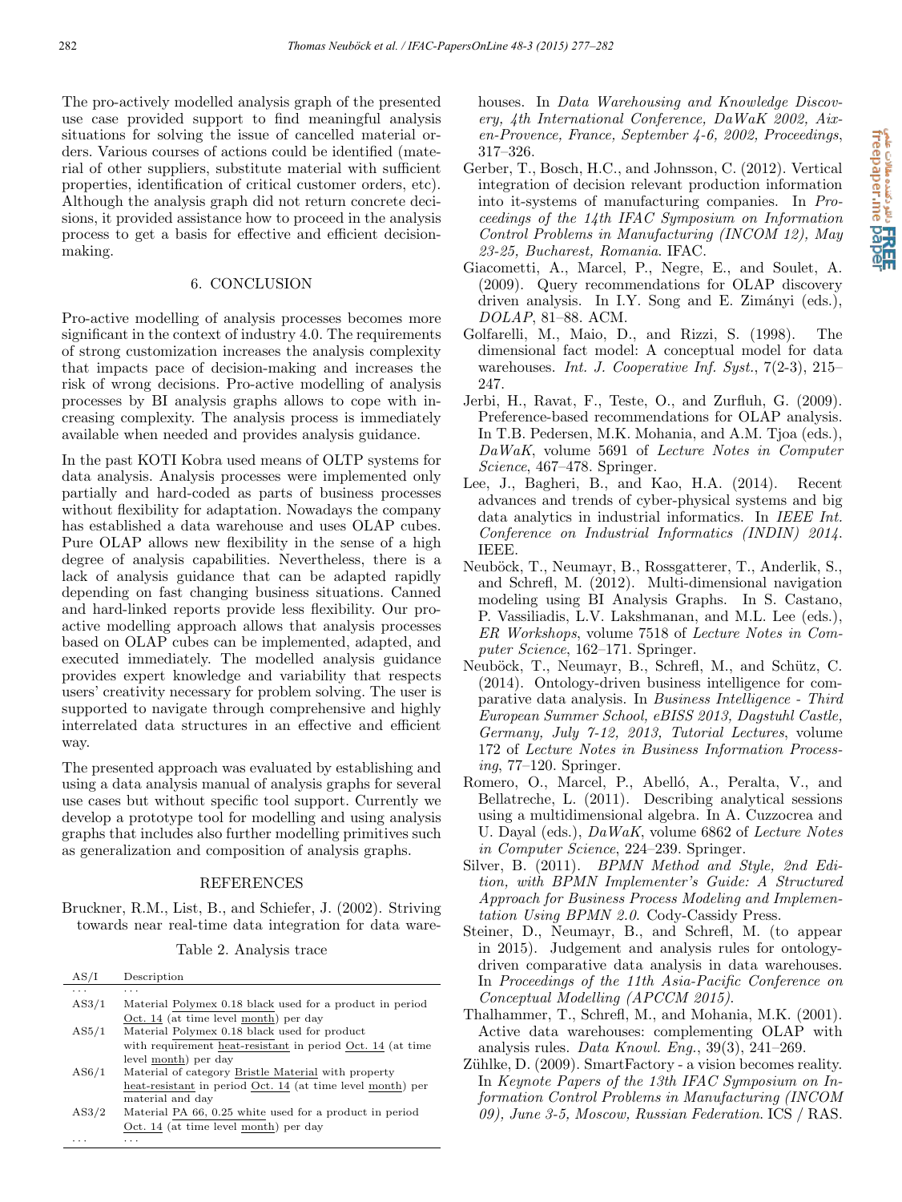The pro-actively modelled analysis graph of the presented use case provided support to find meaningful analysis situations for solving the issue of cancelled material orders. Various courses of actions could be identified (material of other suppliers, substitute material with sufficient properties, identification of critical customer orders, etc). Although the analysis graph did not return concrete decisions, it provided assistance how to proceed in the analysis process to get a basis for effective and efficient decision-making.

## 6. CONCLUSION

Pro-active modelling of analysis processes becomes more significant in the context of industry 4.0. The requirements of strong customization increases the analysis complexity that impacts pace of decision-making and increases the risk of wrong decisions. Pro-active modelling of analysis processes by BI analysis graphs allows to cope with increasing complexity. The analysis process is immediately available when needed and provides analysis guidance.

In the past KOTI Kobra used means of OLTP systems for data analysis. Analysis processes were implemented only partially and hard-coded as parts of business processes without flexibility for adaptation. Nowadays the company has established a data warehouse and uses OLAP cubes. Pure OLAP allows new flexibility in the sense of a high degree of analysis capabilities. Nevertheless, there is a lack of analysis guidance that can be adapted rapidly depending on fast changing business situations. Canned and hard-linked reports provide less flexibility. Our pro-active modelling approach allows that analysis processes based on OLAP cubes can be implemented, adapted, and executed immediately. The modelled analysis guidance provides expert knowledge and variability that respects users' creativity necessary for problem solving. The user is supported to navigate through comprehensive and highly interrelated data structures in an effective and efficient way.

The presented approach was evaluated by establishing and using a data analysis manual of analysis graphs for several use cases but without specific tool support. Currently we develop a prototype tool for modelling and using analysis graphs that includes also further modelling primitives such as generalization and composition of analysis graphs.

Table 2. Analysis trace

| AS/I | Description |
|---|---|
| ... | ... |
| AS3/1 | Material Polymex 0.18 black used for a product in period Oct. 14 (at time level month) per day |
| AS5/1 | Material Polymex 0.18 black used for product with requirement heat-resistant in period Oct. 14 (at time level month) per day |
| AS6/1 | Material of category Bristle Material with property heat-resistant in period Oct. 14 (at time level month) per material and day |
| AS3/2 | Material PA 66, 0.25 white used for a product in period Oct. 14 (at time level month) per day |
| ... | ... |

## REFERENCES

Bruckner, R.M., List, B., and Schiefer, J. (2002). Striving towards near real-time data integration for data warehouses. In *Data Warehousing and Knowledge Discovery, 4th International Conference, DaWaK 2002, Aix-en-Provence, France, September 4-6, 2002, Proceedings*, 317–326.

Gerber, T., Bosch, H.C., and Johnsson, C. (2012). Vertical integration of decision relevant production information into it-systems of manufacturing companies. In *Proceedings of the 14th IFAC Symposium on Information Control Problems in Manufacturing (INCOM 12), May 23-25, Bucharest, Romania*. IFAC.

Giacometti, A., Marcel, P., Negre, E., and Soulet, A. (2009). Query recommendations for OLAP discovery driven analysis. In I.Y. Song and E. Zimányi (eds.), *DOLAP*, 81–88. ACM.

Golfarelli, M., Maio, D., and Rizzi, S. (1998). The dimensional fact model: A conceptual model for data warehouses. *Int. J. Cooperative Inf. Syst.*, 7(2-3), 215–247.

Jerbi, H., Ravat, F., Teste, O., and Zurfluh, G. (2009). Preference-based recommendations for OLAP analysis. In T.B. Pedersen, M.K. Mohania, and A.M. Tjoa (eds.), *DaWaK*, volume 5691 of *Lecture Notes in Computer Science*, 467–478. Springer.

Lee, J., Bagheri, B., and Kao, H.A. (2014). Recent advances and trends of cyber-physical systems and big data analytics in industrial informatics. In *IEEE Int. Conference on Industrial Informatics (INDIN) 2014*. IEEE.

Neuböck, T., Neumayr, B., Rossgatterer, T., Anderlik, S., and Schrefl, M. (2012). Multi-dimensional navigation modeling using BI Analysis Graphs. In S. Castano, P. Vassiliadis, L.V. Lakshmanan, and M.L. Lee (eds.), *ER Workshops*, volume 7518 of *Lecture Notes in Computer Science*, 162–171. Springer.

Neuböck, T., Neumayr, B., Schrefl, M., and Schütz, C. (2014). Ontology-driven business intelligence for comparative data analysis. In *Business Intelligence - Third European Summer School, eBISS 2013, Dagstuhl Castle, Germany, July 7-12, 2013, Tutorial Lectures*, volume 172 of *Lecture Notes in Business Information Processing*, 77–120. Springer.

Romero, O., Marcel, P., Abelló, A., Peralta, V., and Bellatreche, L. (2011). Describing analytical sessions using a multidimensional algebra. In A. Cuzzocrea and U. Dayal (eds.), *DaWaK*, volume 6862 of *Lecture Notes in Computer Science*, 224–239. Springer.

Silver, B. (2011). *BPMN Method and Style, 2nd Edition, with BPMN Implementer's Guide: A Structured Approach for Business Process Modeling and Implementation Using BPMN 2.0*. Cody-Cassidy Press.

Steiner, D., Neumayr, B., and Schrefl, M. (to appear in 2015). Judgement and analysis rules for ontology-driven comparative data analysis in data warehouses. In *Proceedings of the 11th Asia-Pacific Conference on Conceptual Modelling (APCCM 2015)*.

Thalhammer, T., Schrefl, M., and Mohania, M.K. (2001). Active data warehouses: complementing OLAP with analysis rules. *Data Knowl. Eng.*, 39(3), 241–269.

Zühlke, D. (2009). SmartFactory - a vision becomes reality. In *Keynote Papers of the 13th IFAC Symposium on Information Control Problems in Manufacturing (INCOM 09), June 3-5, Moscow, Russian Federation.* ICS / RAS.